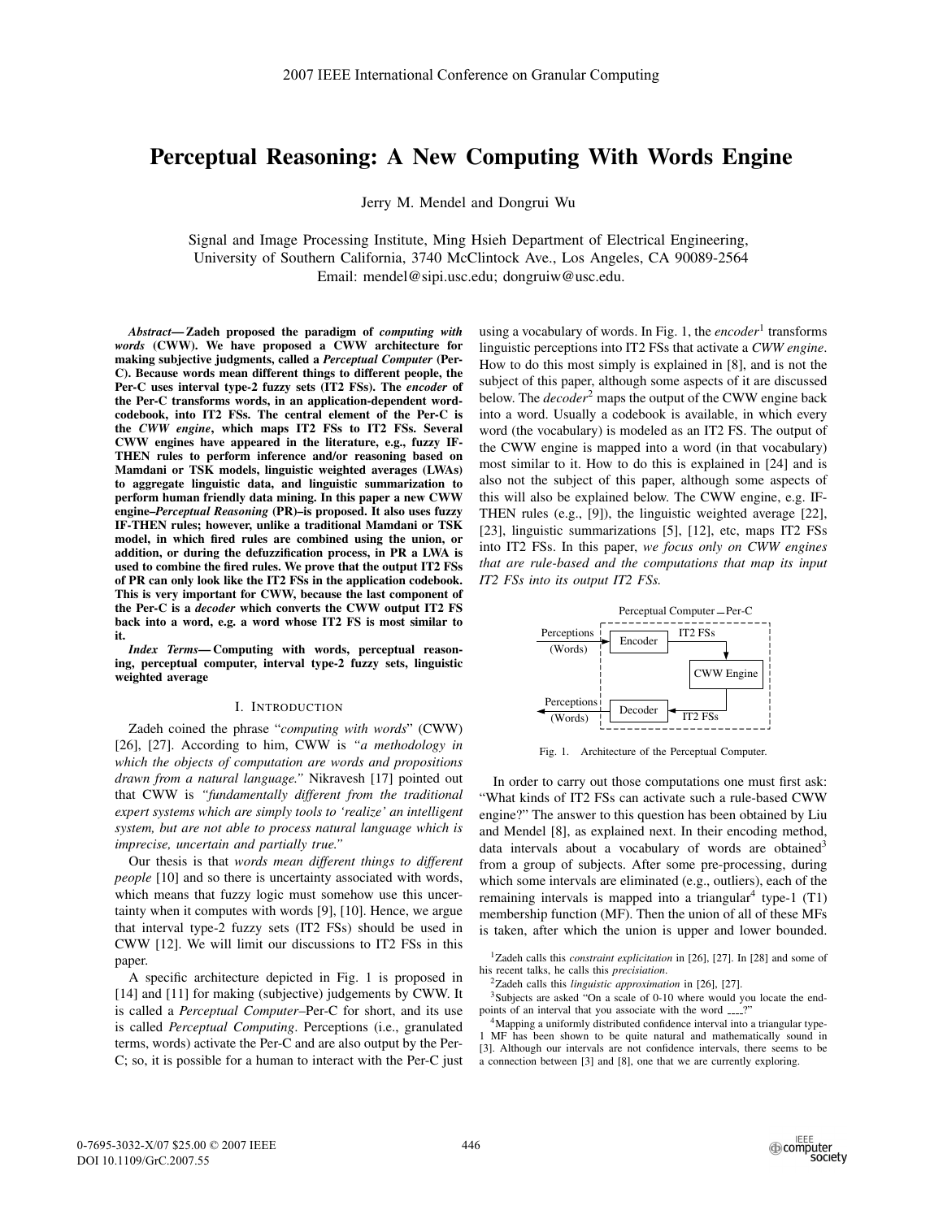# Perceptual Reasoning: A New Computing With Words Engine

Jerry M. Mendel and Dongrui Wu

Signal and Image Processing Institute, Ming Hsieh Department of Electrical Engineering,
University of Southern California, 3740 McClintock Ave., Los Angeles, CA 90089-2564
Email: mendel@sipi.usc.edu; dongruiw@usc.edu.

***Abstract*— Zadeh proposed the paradigm of *computing with words* (CWW). We have proposed a CWW architecture for making subjective judgments, called a *Perceptual Computer* (Per-C). Because words mean different things to different people, the Per-C uses interval type-2 fuzzy sets (IT2 FSs). The *encoder* of the Per-C transforms words, in an application-dependent word-codebook, into IT2 FSs. The central element of the Per-C is the *CWW engine*, which maps IT2 FSs to IT2 FSs. Several CWW engines have appeared in the literature, e.g., fuzzy IF-THEN rules to perform inference and/or reasoning based on Mamdani or TSK models, linguistic weighted averages (LWAs) to aggregate linguistic data, and linguistic summarization to perform human friendly data mining. In this paper a new CWW engine–*Perceptual Reasoning* (PR)–is proposed. It also uses fuzzy IF-THEN rules; however, unlike a traditional Mamdani or TSK model, in which fired rules are combined using the union, or addition, or during the defuzzification process, in PR a LWA is used to combine the fired rules. We prove that the output IT2 FSs of PR can only look like the IT2 FSs in the application codebook. This is very important for CWW, because the last component of the Per-C is a *decoder* which converts the CWW output IT2 FS back into a word, e.g. a word whose IT2 FS is most similar to it.**

***Index Terms*— Computing with words, perceptual reasoning, perceptual computer, interval type-2 fuzzy sets, linguistic weighted average**

## I. Introduction

Zadeh coined the phrase "*computing with words*" (CWW) [26], [27]. According to him, CWW is *"a methodology in which the objects of computation are words and propositions drawn from a natural language."* Nikravesh [17] pointed out that CWW is *"fundamentally different from the traditional expert systems which are simply tools to 'realize' an intelligent system, but are not able to process natural language which is imprecise, uncertain and partially true."*

Our thesis is that *words mean different things to different people* [10] and so there is uncertainty associated with words, which means that fuzzy logic must somehow use this uncertainty when it computes with words [9], [10]. Hence, we argue that interval type-2 fuzzy sets (IT2 FSs) should be used in CWW [12]. We will limit our discussions to IT2 FSs in this paper.

A specific architecture depicted in Fig. 1 is proposed in [14] and [11] for making (subjective) judgements by CWW. It is called a *Perceptual Computer*–Per-C for short, and its use is called *Perceptual Computing*. Perceptions (i.e., granulated terms, words) activate the Per-C and are also output by the Per-C; so, it is possible for a human to interact with the Per-C just using a vocabulary of words. In Fig. 1, the *encoder*[1] transforms linguistic perceptions into IT2 FSs that activate a *CWW engine*. How to do this most simply is explained in [8], and is not the subject of this paper, although some aspects of it are discussed below. The *decoder*[2] maps the output of the CWW engine back into a word. Usually a codebook is available, in which every word (the vocabulary) is modeled as an IT2 FS. The output of the CWW engine is mapped into a word (in that vocabulary) most similar to it. How to do this is explained in [24] and is also not the subject of this paper, although some aspects of this will also be explained below. The CWW engine, e.g. IF-THEN rules (e.g., [9]), the linguistic weighted average [22], [23], linguistic summarizations [5], [12], etc, maps IT2 FSs into IT2 FSs. In this paper, *we focus only on CWW engines that are rule-based and the computations that map its input IT2 FSs into its output IT2 FSs.*

Perceptual Computer — Per-C: Perceptions (Words) → Encoder → IT2 FSs → CWW Engine → IT2 FSs → Decoder → Perceptions (Words)

Fig. 1. Architecture of the Perceptual Computer.

In order to carry out those computations one must first ask: "What kinds of IT2 FSs can activate such a rule-based CWW engine?" The answer to this question has been obtained by Liu and Mendel [8], as explained next. In their encoding method, data intervals about a vocabulary of words are obtained[3] from a group of subjects. After some pre-processing, during which some intervals are eliminated (e.g., outliers), each of the remaining intervals is mapped into a triangular[4] type-1 (T1) membership function (MF). Then the union of all of these MFs is taken, after which the union is upper and lower bounded.

[1] Zadeh calls this *constraint explicitation* in [26], [27]. In [28] and some of his recent talks, he calls this *precisiation*.

[2] Zadeh calls this *linguistic approximation* in [26], [27].

[3] Subjects are asked "On a scale of 0-10 where would you locate the end-points of an interval that you associate with the word ____?"

[4] Mapping a uniformly distributed confidence interval into a triangular type-1 MF has been shown to be quite natural and mathematically sound in [3]. Although our intervals are not confidence intervals, there seems to be a connection between [3] and [8], one that we are currently exploring.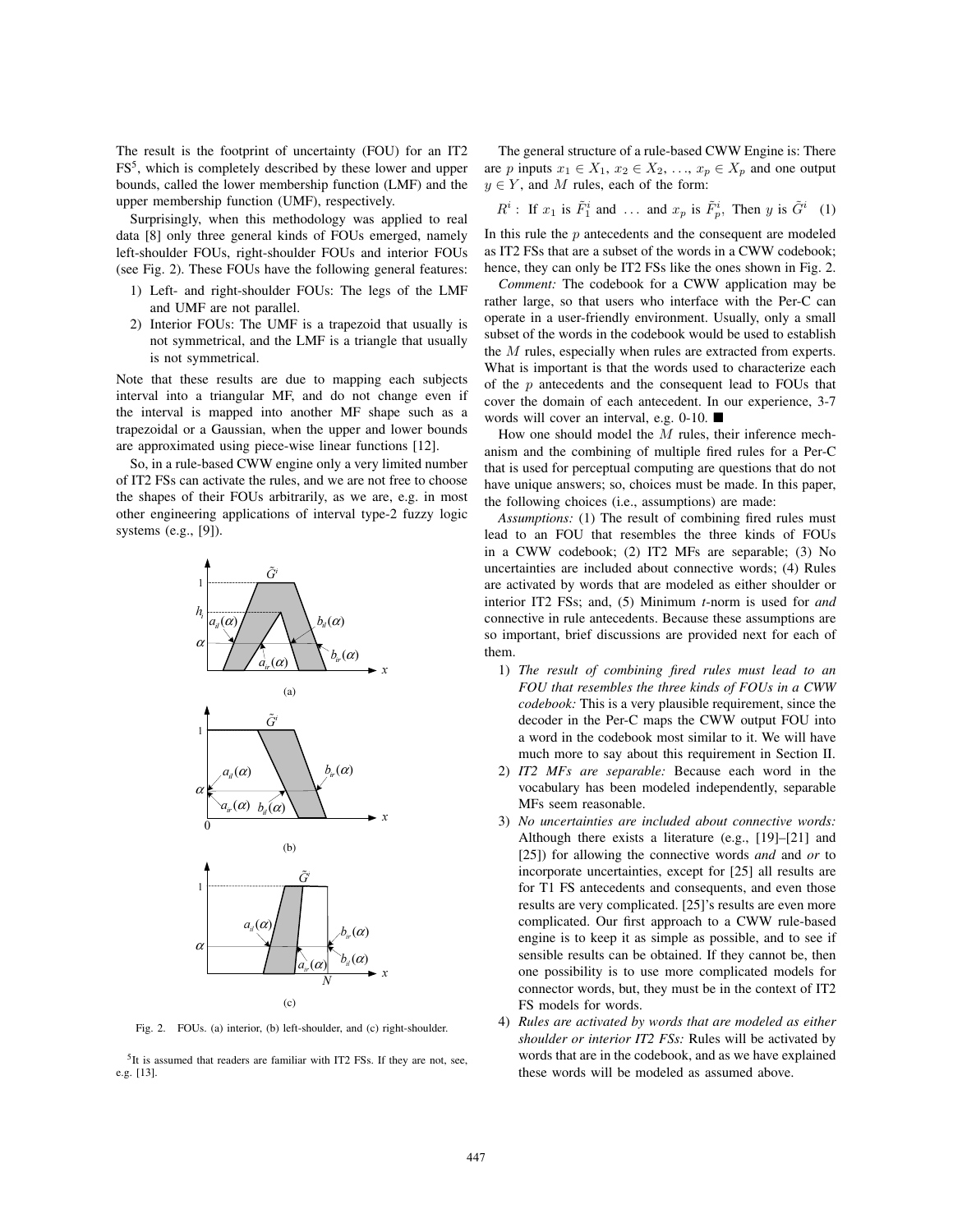The result is the footprint of uncertainty (FOU) for an IT2 FS[5], which is completely described by these lower and upper bounds, called the lower membership function (LMF) and the upper membership function (UMF), respectively.

Surprisingly, when this methodology was applied to real data [8] only three general kinds of FOUs emerged, namely left-shoulder FOUs, right-shoulder FOUs and interior FOUs (see Fig. 2). These FOUs have the following general features:

1) Left- and right-shoulder FOUs: The legs of the LMF and UMF are not parallel.
2) Interior FOUs: The UMF is a trapezoid that usually is not symmetrical, and the LMF is a triangle that usually is not symmetrical.

Note that these results are due to mapping each subjects interval into a triangular MF, and do not change even if the interval is mapped into another MF shape such as a trapezoidal or a Gaussian, when the upper and lower bounds are approximated using piece-wise linear functions [12].

So, in a rule-based CWW engine only a very limited number of IT2 FSs can activate the rules, and we are not free to choose the shapes of their FOUs arbitrarily, as we are, e.g. in most other engineering applications of interval type-2 fuzzy logic systems (e.g., [9]).

Fig. 2. FOUs. (a) interior, (b) left-shoulder, and (c) right-shoulder.

[5]It is assumed that readers are familiar with IT2 FSs. If they are not, see, e.g. [13].

The general structure of a rule-based CWW Engine is: There are $p$ inputs $x_1 \in X_1$, $x_2 \in X_2$, ..., $x_p \in X_p$ and one output $y \in Y$, and $M$ rules, each of the form:

$$R^i: \text{ If } x_1 \text{ is } \tilde{F}_1^i \text{ and } \ldots \text{ and } x_p \text{ is } \tilde{F}_p^i, \text{ Then } y \text{ is } \tilde{G}^i \quad (1)$$

In this rule the $p$ antecedents and the consequent are modeled as IT2 FSs that are a subset of the words in a CWW codebook; hence, they can only be IT2 FSs like the ones shown in Fig. 2.

*Comment:* The codebook for a CWW application may be rather large, so that users who interface with the Per-C can operate in a user-friendly environment. Usually, only a small subset of the words in the codebook would be used to establish the $M$ rules, especially when rules are extracted from experts. What is important is that the words used to characterize each of the $p$ antecedents and the consequent lead to FOUs that cover the domain of each antecedent. In our experience, 3-7 words will cover an interval, e.g. 0-10. ■

How one should model the $M$ rules, their inference mechanism and the combining of multiple fired rules for a Per-C that is used for perceptual computing are questions that do not have unique answers; so, choices must be made. In this paper, the following choices (i.e., assumptions) are made:

*Assumptions:* (1) The result of combining fired rules must lead to an FOU that resembles the three kinds of FOUs in a CWW codebook; (2) IT2 MFs are separable; (3) No uncertainties are included about connective words; (4) Rules are activated by words that are modeled as either shoulder or interior IT2 FSs; and, (5) Minimum *t*-norm is used for *and* connective in rule antecedents. Because these assumptions are so important, brief discussions are provided next for each of them.

1) *The result of combining fired rules must lead to an FOU that resembles the three kinds of FOUs in a CWW codebook:* This is a very plausible requirement, since the decoder in the Per-C maps the CWW output FOU into a word in the codebook most similar to it. We will have much more to say about this requirement in Section II.
2) *IT2 MFs are separable:* Because each word in the vocabulary has been modeled independently, separable MFs seem reasonable.
3) *No uncertainties are included about connective words:* Although there exists a literature (e.g., [19]–[21] and [25]) for allowing the connective words *and* and *or* to incorporate uncertainties, except for [25] all results are for T1 FS antecedents and consequents, and even those results are very complicated. [25]'s results are even more complicated. Our first approach to a CWW rule-based engine is to keep it as simple as possible, and to see if sensible results can be obtained. If they cannot be, then one possibility is to use more complicated models for connector words, but, they must be in the context of IT2 FS models for words.
4) *Rules are activated by words that are modeled as either shoulder or interior IT2 FSs:* Rules will be activated by words that are in the codebook, and as we have explained these words will be modeled as assumed above.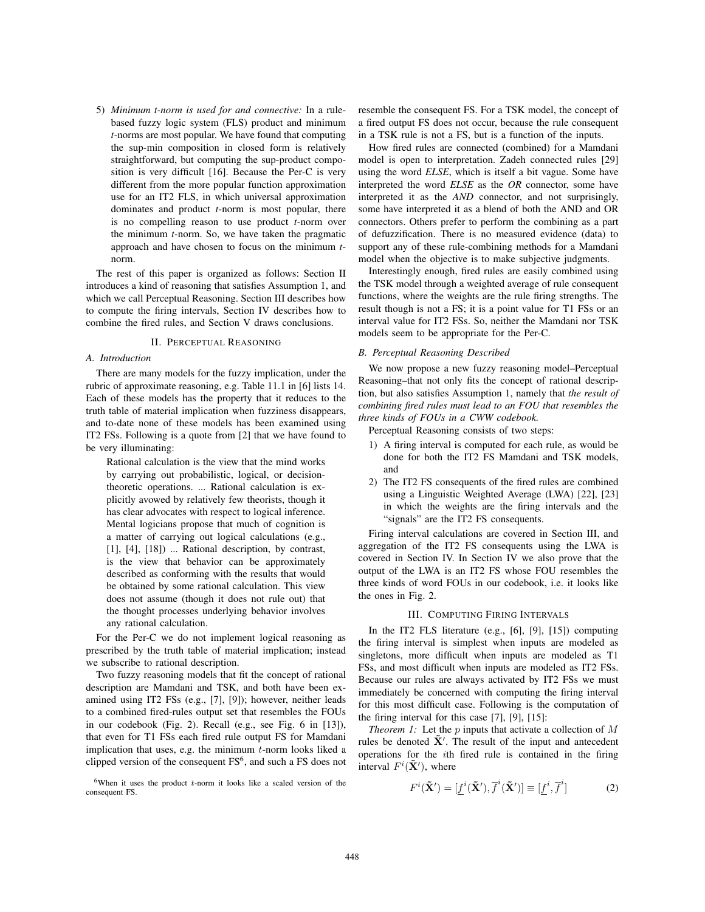5) *Minimum t-norm is used for and connective:* In a rule-based fuzzy logic system (FLS) product and minimum *t*-norms are most popular. We have found that computing the sup-min composition in closed form is relatively straightforward, but computing the sup-product composition is very difficult [16]. Because the Per-C is very different from the more popular function approximation use for an IT2 FLS, in which universal approximation dominates and product *t*-norm is most popular, there is no compelling reason to use product *t*-norm over the minimum *t*-norm. So, we have taken the pragmatic approach and have chosen to focus on the minimum *t*-norm.

The rest of this paper is organized as follows: Section II introduces a kind of reasoning that satisfies Assumption 1, and which we call Perceptual Reasoning. Section III describes how to compute the firing intervals, Section IV describes how to combine the fired rules, and Section V draws conclusions.

## II. Perceptual Reasoning

### A. Introduction

There are many models for the fuzzy implication, under the rubric of approximate reasoning, e.g. Table 11.1 in [6] lists 14. Each of these models has the property that it reduces to the truth table of material implication when fuzziness disappears, and to-date none of these models has been examined using IT2 FSs. Following is a quote from [2] that we have found to be very illuminating:

> Rational calculation is the view that the mind works by carrying out probabilistic, logical, or decision-theoretic operations. ... Rational calculation is explicitly avowed by relatively few theorists, though it has clear advocates with respect to logical inference. Mental logicians propose that much of cognition is a matter of carrying out logical calculations (e.g., [1], [4], [18]) ... Rational description, by contrast, is the view that behavior can be approximately described as conforming with the results that would be obtained by some rational calculation. This view does not assume (though it does not rule out) that the thought processes underlying behavior involves any rational calculation.

For the Per-C we do not implement logical reasoning as prescribed by the truth table of material implication; instead we subscribe to rational description.

Two fuzzy reasoning models that fit the concept of rational description are Mamdani and TSK, and both have been examined using IT2 FSs (e.g., [7], [9]); however, neither leads to a combined fired-rules output set that resembles the FOUs in our codebook (Fig. 2). Recall (e.g., see Fig. 6 in [13]), that even for T1 FSs each fired rule output FS for Mamdani implication that uses, e.g. the minimum $t$-norm looks liked a clipped version of the consequent FS[6], and such a FS does not resemble the consequent FS. For a TSK model, the concept of a fired output FS does not occur, because the rule consequent in a TSK rule is not a FS, but is a function of the inputs.

How fired rules are connected (combined) for a Mamdani model is open to interpretation. Zadeh connected rules [29] using the word *ELSE*, which is itself a bit vague. Some have interpreted the word *ELSE* as the *OR* connector, some have interpreted it as the *AND* connector, and not surprisingly, some have interpreted it as a blend of both the AND and OR connectors. Others prefer to perform the combining as a part of defuzzification. There is no measured evidence (data) to support any of these rule-combining methods for a Mamdani model when the objective is to make subjective judgments.

Interestingly enough, fired rules are easily combined using the TSK model through a weighted average of rule consequent functions, where the weights are the rule firing strengths. The result though is not a FS; it is a point value for T1 FSs or an interval value for IT2 FSs. So, neither the Mamdani nor TSK models seem to be appropriate for the Per-C.

### B. Perceptual Reasoning Described

We now propose a new fuzzy reasoning model–Perceptual Reasoning–that not only fits the concept of rational description, but also satisfies Assumption 1, namely that *the result of combining fired rules must lead to an FOU that resembles the three kinds of FOUs in a CWW codebook.*

Perceptual Reasoning consists of two steps:

1) A firing interval is computed for each rule, as would be done for both the IT2 FS Mamdani and TSK models, and
2) The IT2 FS consequents of the fired rules are combined using a Linguistic Weighted Average (LWA) [22], [23] in which the weights are the firing intervals and the "signals" are the IT2 FS consequents.

Firing interval calculations are covered in Section III, and aggregation of the IT2 FS consequents using the LWA is covered in Section IV. In Section IV we also prove that the output of the LWA is an IT2 FS whose FOU resembles the three kinds of word FOUs in our codebook, i.e. it looks like the ones in Fig. 2.

## III. Computing Firing Intervals

In the IT2 FLS literature (e.g., [6], [9], [15]) computing the firing interval is simplest when inputs are modeled as singletons, more difficult when inputs are modeled as T1 FSs, and most difficult when inputs are modeled as IT2 FSs. Because our rules are always activated by IT2 FSs we must immediately be concerned with computing the firing interval for this most difficult case. Following is the computation of the firing interval for this case [7], [9], [15]:

*Theorem 1:* Let the $p$ inputs that activate a collection of $M$ rules be denoted $\tilde{\mathbf{X}}'$. The result of the input and antecedent operations for the $i$th fired rule is contained in the firing interval $F^i(\tilde{\mathbf{X}}')$, where

$$F^i(\tilde{\mathbf{X}}') = [\underline{f}^i(\tilde{\mathbf{X}}'), \overline{f}^i(\tilde{\mathbf{X}}')] \equiv [\underline{f}^i, \overline{f}^i] \tag{2}$$

[6] When it uses the product $t$-norm it looks like a scaled version of the consequent FS.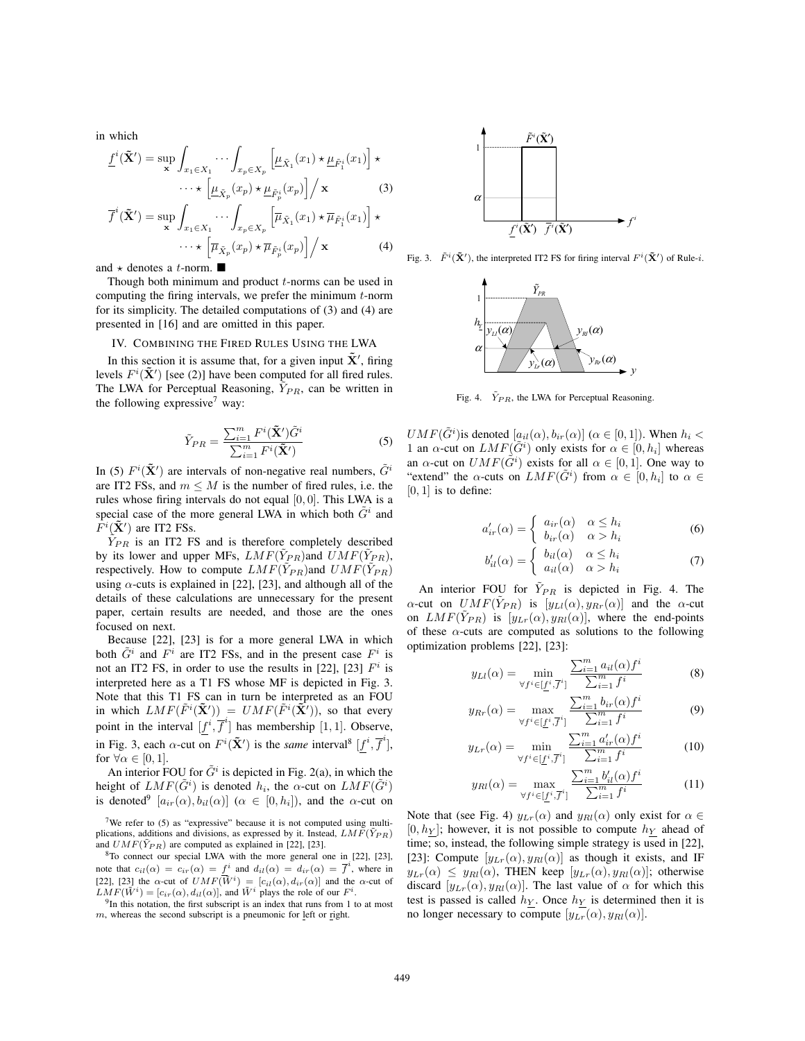in which

$$\underline{f}^i(\tilde{\mathbf{X}}') = \sup_{\mathbf{x}} \int_{x_1 \in X_1} \cdots \int_{x_p \in X_p} \left[\underline{\mu}_{\tilde{X}_1}(x_1) \star \underline{\mu}_{\tilde{F}_1^i}(x_1)\right] \star \cdots \star \left[\underline{\mu}_{\tilde{X}_p}(x_p) \star \underline{\mu}_{\tilde{F}_p^i}(x_p)\right] \Big/ \mathbf{x} \tag{3}$$

$$\overline{f}^i(\tilde{\mathbf{X}}') = \sup_{\mathbf{x}} \int_{x_1 \in X_1} \cdots \int_{x_p \in X_p} \left[\overline{\mu}_{\tilde{X}_1}(x_1) \star \overline{\mu}_{\tilde{F}_1^i}(x_1)\right] \star \cdots \star \left[\overline{\mu}_{\tilde{X}_p}(x_p) \star \overline{\mu}_{\tilde{F}_p^i}(x_p)\right] \Big/ \mathbf{x} \tag{4}$$

and $\star$ denotes a $t$-norm. ■

Though both minimum and product $t$-norms can be used in computing the firing intervals, we prefer the minimum $t$-norm for its simplicity. The detailed computations of (3) and (4) are presented in [16] and are omitted in this paper.

## IV. Combining the Fired Rules Using the LWA

In this section it is assume that, for a given input $\tilde{\mathbf{X}}'$, firing levels $F^i(\tilde{\mathbf{X}}')$ [see (2)] have been computed for all fired rules. The LWA for Perceptual Reasoning, $\tilde{Y}_{PR}$, can be written in the following expressive[7] way:

$$\tilde{Y}_{PR} = \frac{\sum_{i=1}^{m} F^i(\tilde{\mathbf{X}}')\tilde{G}^i}{\sum_{i=1}^{m} F^i(\tilde{\mathbf{X}}')} \tag{5}$$

In (5) $F^i(\tilde{\mathbf{X}}')$ are intervals of non-negative real numbers, $\tilde{G}^i$ are IT2 FSs, and $m \leq M$ is the number of fired rules, i.e. the rules whose firing intervals do not equal $[0, 0]$. This LWA is a special case of the more general LWA in which both $\tilde{G}^i$ and $\tilde{F}^i(\tilde{\mathbf{X}}')$ are IT2 FSs.

$\tilde{Y}_{PR}$ is an IT2 FS and is therefore completely described by its lower and upper MFs, $LMF(\tilde{Y}_{PR})$and $UMF(\tilde{Y}_{PR})$, respectively. How to compute $LMF(\tilde{Y}_{PR})$and $UMF(\tilde{Y}_{PR})$ using $\alpha$-cuts is explained in [22], [23], and although all of the details of these calculations are unnecessary for the present paper, certain results are needed, and those are the ones focused on next.

Because [22], [23] is for a more general LWA in which both $\tilde{G}^i$ and $F^i$ are IT2 FSs, and in the present case $F^i$ is not an IT2 FS, in order to use the results in [22], [23] $F^i$ is interpreted here as a T1 FS whose MF is depicted in Fig. 3. Note that this T1 FS can in turn be interpreted as an FOU in which $LMF(\tilde{F}^i(\tilde{\mathbf{X}}')) = UMF(\tilde{F}^i(\tilde{\mathbf{X}}'))$, so that every point in the interval $[\underline{f}^i, \overline{f}^i]$ has membership $[1, 1]$. Observe, in Fig. 3, each $\alpha$-cut on $F^i(\tilde{\mathbf{X}}')$ is the *same* interval[8] $[\underline{f}^i, \overline{f}^i]$, for $\forall\alpha \in [0, 1]$.

An interior FOU for $\tilde{G}^i$ is depicted in Fig. 2(a), in which the height of $LMF(\tilde{G}^i)$ is denoted $h_i$, the $\alpha$-cut on $LMF(\tilde{G}^i)$ is denoted[9] $[a_{ir}(\alpha), b_{il}(\alpha)]$ ($\alpha \in [0, h_i]$), and the $\alpha$-cut on

Fig. 3. $\tilde{F}^i(\tilde{\mathbf{X}}')$, the interpreted IT2 FS for firing interval $F^i(\tilde{\mathbf{X}}')$ of Rule-$i$.

Fig. 4. $\tilde{Y}_{PR}$, the LWA for Perceptual Reasoning.

$UMF(\tilde{G}^i)$is denoted $[a_{il}(\alpha), b_{ir}(\alpha)]$ ($\alpha \in [0, 1]$). When $h_i < 1$ an $\alpha$-cut on $LMF(\tilde{G}^i)$ only exists for $\alpha \in [0, h_i]$ whereas an $\alpha$-cut on $UMF(\tilde{G}^i)$ exists for all $\alpha \in [0, 1]$. One way to "extend" the $\alpha$-cuts on $LMF(\tilde{G}^i)$ from $\alpha \in [0, h_i]$ to $\alpha \in [0, 1]$ is to define:

$$a'_{ir}(\alpha) = \begin{cases} a_{ir}(\alpha) & \alpha \leq h_i \\ b_{ir}(\alpha) & \alpha > h_i \end{cases} \tag{6}$$

$$b'_{il}(\alpha) = \begin{cases} b_{il}(\alpha) & \alpha \leq h_i \\ a_{il}(\alpha) & \alpha > h_i \end{cases} \tag{7}$$

An interior FOU for $\tilde{Y}_{PR}$ is depicted in Fig. 4. The $\alpha$-cut on $UMF(\tilde{Y}_{PR})$ is $[y_{Ll}(\alpha), y_{Rr}(\alpha)]$ and the $\alpha$-cut on $LMF(\tilde{Y}_{PR})$ is $[y_{Lr}(\alpha), y_{Rl}(\alpha)]$, where the end-points of these $\alpha$-cuts are computed as solutions to the following optimization problems [22], [23]:

$$y_{Ll}(\alpha) = \min_{\forall f^i \in [\underline{f}^i, \overline{f}^i]} \frac{\sum_{i=1}^{m} a_{il}(\alpha) f^i}{\sum_{i=1}^{m} f^i} \tag{8}$$

$$y_{Rr}(\alpha) = \max_{\forall f^i \in [\underline{f}^i, \overline{f}^i]} \frac{\sum_{i=1}^{m} b_{ir}(\alpha) f^i}{\sum_{i=1}^{m} f^i} \tag{9}$$

$$y_{Lr}(\alpha) = \min_{\forall f^i \in [\underline{f}^i, \overline{f}^i]} \frac{\sum_{i=1}^{m} a'_{ir}(\alpha) f^i}{\sum_{i=1}^{m} f^i} \tag{10}$$

$$y_{Rl}(\alpha) = \max_{\forall f^i \in [\underline{f}^i, \overline{f}^i]} \frac{\sum_{i=1}^{m} b'_{il}(\alpha) f^i}{\sum_{i=1}^{m} f^i} \tag{11}$$

Note that (see Fig. 4) $y_{Lr}(\alpha)$ and $y_{Rl}(\alpha)$ only exist for $\alpha \in [0, h_{\underline{Y}}]$; however, it is not possible to compute $h_{\underline{Y}}$ ahead of time; so, instead, the following simple strategy is used in [22], [23]: Compute $[y_{Lr}(\alpha), y_{Rl}(\alpha)]$ as though it exists, and IF $y_{Lr}(\alpha) \leq y_{Rl}(\alpha)$, THEN keep $[y_{Lr}(\alpha), y_{Rl}(\alpha)]$; otherwise discard $[y_{Lr}(\alpha), y_{Rl}(\alpha)]$. The last value of $\alpha$ for which this test is passed is called $h_{\underline{Y}}$. Once $h_{\underline{Y}}$ is determined then it is no longer necessary to compute $[y_{Lr}(\alpha), y_{Rl}(\alpha)]$.

---

[7] We refer to (5) as "expressive" because it is not computed using multiplications, additions and divisions, as expressed by it. Instead, $LMF(\tilde{Y}_{PR})$ and $UMF(\tilde{Y}_{PR})$ are computed as explained in [22], [23].

[8] To connect our special LWA with the more general one in [22], [23], note that $c_{il}(\alpha) = c_{ir}(\alpha) = \underline{f}^i$ and $d_{il}(\alpha) = d_{ir}(\alpha) = \overline{f}^i$, where in [22], [23] the $\alpha$-cut of $UMF(\tilde{W}^i) = [c_{il}(\alpha), d_{ir}(\alpha)]$ and the $\alpha$-cut of $LMF(\tilde{W}^i) = [c_{ir}(\alpha), d_{il}(\alpha)]$, and $\tilde{W}^i$ plays the role of our $F^i$.

[9] In this notation, the first subscript is an index that runs from 1 to at most $m$, whereas the second subscript is a pneumonic for left or right.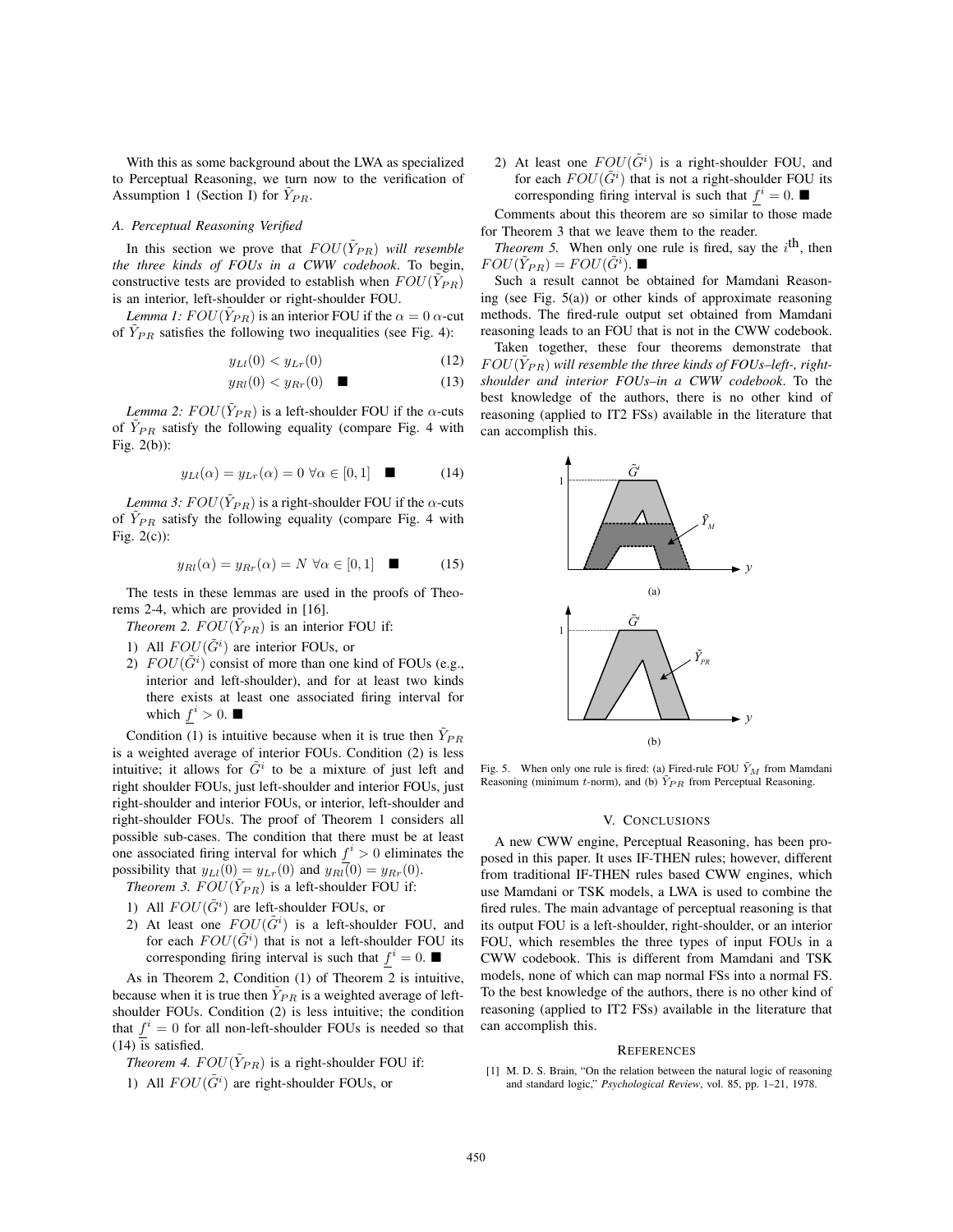With this as some background about the LWA as specialized to Perceptual Reasoning, we turn now to the verification of Assumption 1 (Section I) for $\tilde{Y}_{PR}$.

### *A. Perceptual Reasoning Verified*

In this section we prove that $FOU(\tilde{Y}_{PR})$ *will resemble the three kinds of FOUs in a CWW codebook*. To begin, constructive tests are provided to establish when $FOU(\tilde{Y}_{PR})$ is an interior, left-shoulder or right-shoulder FOU.

*Lemma 1:* $FOU(\tilde{Y}_{PR})$ is an interior FOU if the $\alpha = 0$ $\alpha$-cut of $\tilde{Y}_{PR}$ satisfies the following two inequalities (see Fig. 4):

$$y_{Ll}(0) < y_{Lr}(0) \tag{12}$$

$$y_{Rl}(0) < y_{Rr}(0) \quad \blacksquare \tag{13}$$

*Lemma 2:* $FOU(\tilde{Y}_{PR})$ is a left-shoulder FOU if the $\alpha$-cuts of $\tilde{Y}_{PR}$ satisfy the following equality (compare Fig. 4 with Fig. 2(b)):

$$y_{Ll}(\alpha) = y_{Lr}(\alpha) = 0 \;\forall \alpha \in [0,1] \quad \blacksquare \tag{14}$$

*Lemma 3:* $FOU(\tilde{Y}_{PR})$ is a right-shoulder FOU if the $\alpha$-cuts of $\tilde{Y}_{PR}$ satisfy the following equality (compare Fig. 4 with Fig. 2(c)):

$$y_{Rl}(\alpha) = y_{Rr}(\alpha) = N \;\forall \alpha \in [0,1] \quad \blacksquare \tag{15}$$

The tests in these lemmas are used in the proofs of Theorems 2-4, which are provided in [16].

*Theorem 2.* $FOU(\tilde{Y}_{PR})$ is an interior FOU if:

1) All $FOU(\tilde{G}^i)$ are interior FOUs, or
2) $FOU(\tilde{G}^i)$ consist of more than one kind of FOUs (e.g., interior and left-shoulder), and for at least two kinds there exists at least one associated firing interval for which $\underline{f}^i > 0$. ■

Condition (1) is intuitive because when it is true then $\tilde{Y}_{PR}$ is a weighted average of interior FOUs. Condition (2) is less intuitive; it allows for $\tilde{G}^i$ to be a mixture of just left and right shoulder FOUs, just left-shoulder and interior FOUs, just right-shoulder and interior FOUs, or interior, left-shoulder and right-shoulder FOUs. The proof of Theorem 1 considers all possible sub-cases. The condition that there must be at least one associated firing interval for which $\underline{f}^i > 0$ eliminates the possibility that $y_{Ll}(0) = y_{Lr}(0)$ and $y_{Rl}(0) = y_{Rr}(0)$.

*Theorem 3.* $FOU(\tilde{Y}_{PR})$ is a left-shoulder FOU if:

1) All $FOU(\tilde{G}^i)$ are left-shoulder FOUs, or
2) At least one $FOU(\tilde{G}^i)$ is a left-shoulder FOU, and for each $FOU(\tilde{G}^i)$ that is not a left-shoulder FOU its corresponding firing interval is such that $\underline{f}^i = 0$. ■

As in Theorem 2, Condition (1) of Theorem 2 is intuitive, because when it is true then $\tilde{Y}_{PR}$ is a weighted average of left-shoulder FOUs. Condition (2) is less intuitive; the condition that $\underline{f}^i = 0$ for all non-left-shoulder FOUs is needed so that (14) is satisfied.

*Theorem 4.* $FOU(\tilde{Y}_{PR})$ is a right-shoulder FOU if:

1) All $FOU(\tilde{G}^i)$ are right-shoulder FOUs, or
2) At least one $FOU(\tilde{G}^i)$ is a right-shoulder FOU, and for each $FOU(\tilde{G}^i)$ that is not a right-shoulder FOU its corresponding firing interval is such that $\underline{f}^i = 0$. ■

Comments about this theorem are so similar to those made for Theorem 3 that we leave them to the reader.

*Theorem 5.* When only one rule is fired, say the $i^{\text{th}}$, then $FOU(\tilde{Y}_{PR}) = FOU(\tilde{G}^i)$. ■

Such a result cannot be obtained for Mamdani Reasoning (see Fig. 5(a)) or other kinds of approximate reasoning methods. The fired-rule output set obtained from Mamdani reasoning leads to an FOU that is not in the CWW codebook.

Taken together, these four theorems demonstrate that $FOU(\tilde{Y}_{PR})$ *will resemble the three kinds of FOUs–left-, right-shoulder and interior FOUs–in a CWW codebook*. To the best knowledge of the authors, there is no other kind of reasoning (applied to IT2 FSs) available in the literature that can accomplish this.

Fig. 5. When only one rule is fired: (a) Fired-rule FOU $\tilde{Y}_M$ from Mamdani Reasoning (minimum $t$-norm), and (b) $\tilde{Y}_{PR}$ from Perceptual Reasoning.

## V. Conclusions

A new CWW engine, Perceptual Reasoning, has been proposed in this paper. It uses IF-THEN rules; however, different from traditional IF-THEN rules based CWW engines, which use Mamdani or TSK models, a LWA is used to combine the fired rules. The main advantage of perceptual reasoning is that its output FOU is a left-shoulder, right-shoulder, or an interior FOU, which resembles the three types of input FOUs in a CWW codebook. This is different from Mamdani and TSK models, none of which can map normal FSs into a normal FS. To the best knowledge of the authors, there is no other kind of reasoning (applied to IT2 FSs) available in the literature that can accomplish this.

## References

[1] M. D. S. Brain, "On the relation between the natural logic of reasoning and standard logic," *Psychological Review*, vol. 85, pp. 1–21, 1978.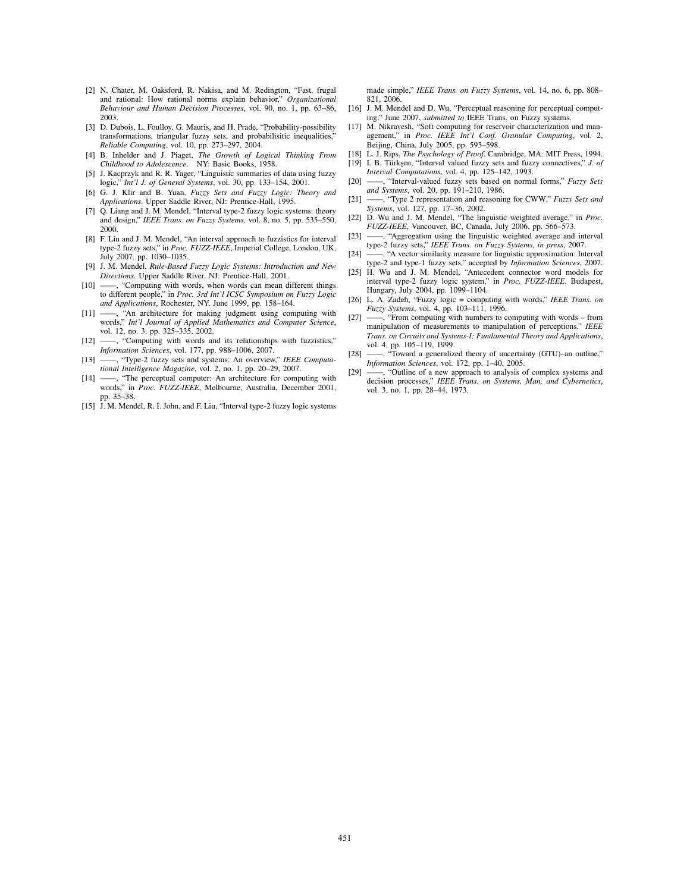[2] N. Chater, M. Oaksford, R. Nakisa, and M. Redington, "Fast, frugal and rational: How rational norms explain behavior," *Organizational Behaviour and Human Decision Processes*, vol. 90, no. 1, pp. 63–86, 2003.

[3] D. Dubois, L. Foulloy, G. Mauris, and H. Prade, "Probability-possibility transformations, triangular fuzzy sets, and probabilisitic inequalities," *Reliable Computing*, vol. 10, pp. 273–297, 2004.

[4] B. Inhelder and J. Piaget, *The Growth of Logical Thinking From Childhood to Adolescence*. NY: Basic Books, 1958.

[5] J. Kacprzyk and R. R. Yager, "Linguistic summaries of data using fuzzy logic," *Int'l J. of General Systems*, vol. 30, pp. 133–154, 2001.

[6] G. J. Klir and B. Yuan, *Fuzzy Sets and Fuzzy Logic: Theory and Applications*. Upper Saddle River, NJ: Prentice-Hall, 1995.

[7] Q. Liang and J. M. Mendel, "Interval type-2 fuzzy logic systems: theory and design," *IEEE Trans. on Fuzzy Systems*, vol. 8, no. 5, pp. 535–550, 2000.

[8] F. Liu and J. M. Mendel, "An interval approach to fuzzistics for interval type-2 fuzzy sets," in *Proc. FUZZ-IEEE*, Imperial College, London, UK, July 2007, pp. 1030–1035.

[9] J. M. Mendel, *Rule-Based Fuzzy Logic Systems: Introduction and New Directions*. Upper Saddle River, NJ: Prentice-Hall, 2001.

[10] ——, "Computing with words, when words can mean different things to different people," in *Proc. 3rd Int'l ICSC Symposium on Fuzzy Logic and Applications*, Rochester, NY, June 1999, pp. 158–164.

[11] ——, "An architecture for making judgment using computing with words," *Int'l Journal of Applied Mathematics and Computer Science*, vol. 12, no. 3, pp. 325–335, 2002.

[12] ——, "Computing with words and its relationships with fuzzistics," *Information Sciences*, vol. 177, pp. 988–1006, 2007.

[13] ——, "Type-2 fuzzy sets and systems: An overview," *IEEE Computational Intelligence Magazine*, vol. 2, no. 1, pp. 20–29, 2007.

[14] ——, "The perceptual computer: An architecture for computing with words," in *Proc. FUZZ-IEEE*, Melbourne, Australia, December 2001, pp. 35–38.

[15] J. M. Mendel, R. I. John, and F. Liu, "Interval type-2 fuzzy logic systems made simple," *IEEE Trans. on Fuzzy Systems*, vol. 14, no. 6, pp. 808–821, 2006.

[16] J. M. Mendel and D. Wu, "Perceptual reasoning for perceptual computing," June 2007, *submitted to* IEEE Trans. on Fuzzy systems.

[17] M. Nikravesh, "Soft computing for reservoir characterization and management," in *Proc. IEEE Int'l Conf. Granular Computing*, vol. 2, Beijing, China, July 2005, pp. 593–598.

[18] L. J. Rips, *The Psychology of Proof*. Cambridge, MA: MIT Press, 1994.

[19] I. B. Türkşen, "Interval valued fuzzy sets and fuzzy connectives," *J. of Interval Computations*, vol. 4, pp. 125–142, 1993.

[20] ——, "Interval-valued fuzzy sets based on normal forms," *Fuzzy Sets and Systems*, vol. 20, pp. 191–210, 1986.

[21] ——, "Type 2 representation and reasoning for CWW," *Fuzzy Sets and Systems*, vol. 127, pp. 17–36, 2002.

[22] D. Wu and J. M. Mendel, "The linguistic weighted average," in *Proc. FUZZ-IEEE*, Vancouver, BC, Canada, July 2006, pp. 566–573.

[23] ——, "Aggregation using the linguistic weighted average and interval type-2 fuzzy sets," *IEEE Trans. on Fuzzy Systems, in press*, 2007.

[24] ——, "A vector similarity measure for linguistic approximation: Interval type-2 and type-1 fuzzy sets," accepted by *Information Sciences*, 2007.

[25] H. Wu and J. M. Mendel, "Antecedent connector word models for interval type-2 fuzzy logic system," in *Proc. FUZZ-IEEE*, Budapest, Hungary, July 2004, pp. 1099–1104.

[26] L. A. Zadeh, "Fuzzy logic = computing with words," *IEEE Trans. on Fuzzy Systems*, vol. 4, pp. 103–111, 1996.

[27] ——, "From computing with numbers to computing with words – from manipulation of measurements to manipulation of perceptions," *IEEE Trans. on Circuits and Systems-I: Fundamental Theory and Applications*, vol. 4, pp. 105–119, 1999.

[28] ——, "Toward a generalized theory of uncertainty (GTU)–an outline," *Information Sciences*, vol. 172, pp. 1–40, 2005.

[29] ——, "Outline of a new approach to analysis of complex systems and decision processes," *IEEE Trans. on Systems, Man, and Cybernetics*, vol. 3, no. 1, pp. 28–44, 1973.